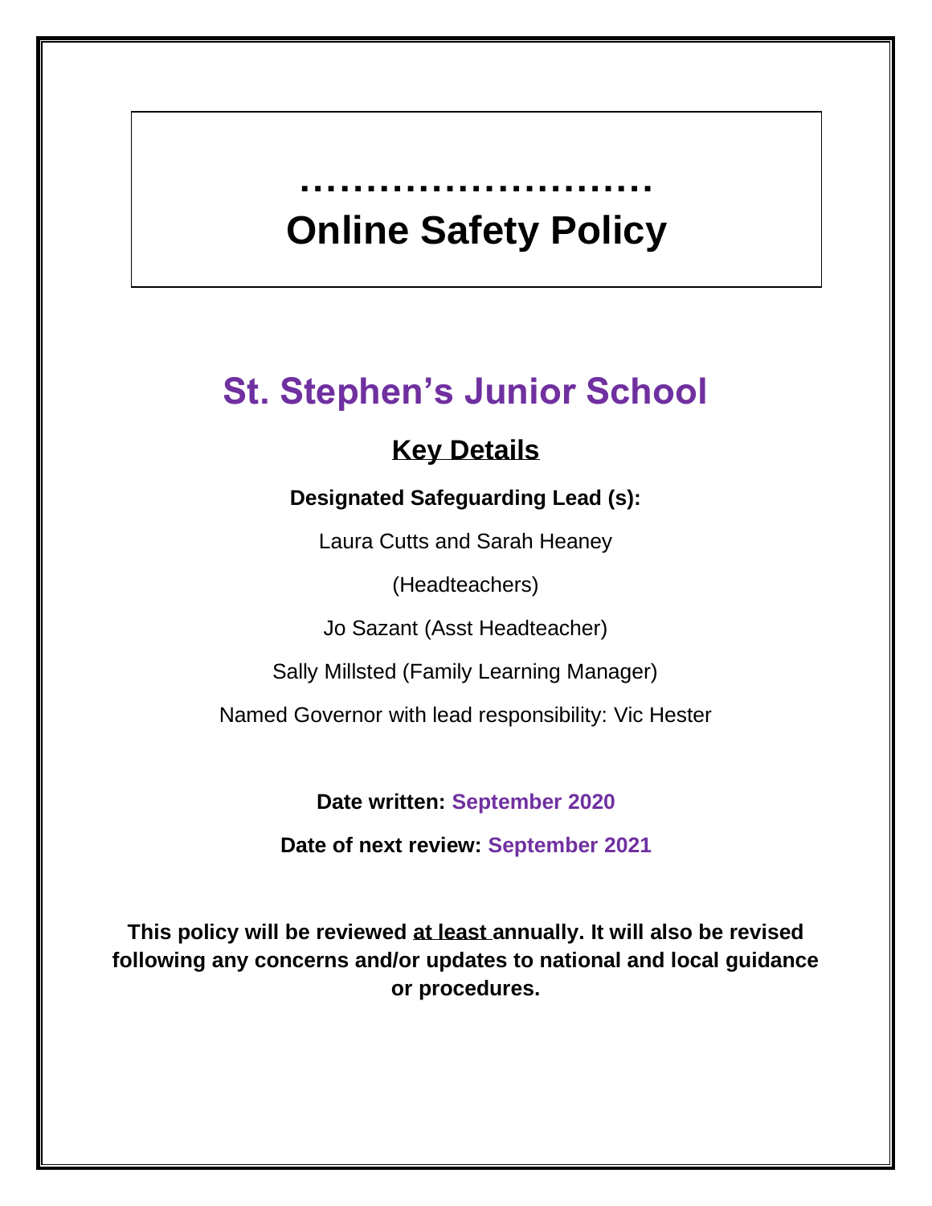……………………….

# Online Safety Policy

## St. Stephen's Junior School

### Key Details

**Designated Safeguarding Lead (s):**

Laura Cutts and Sarah Heaney

(Headteachers)

Jo Sazant (Asst Headteacher)

Sally Millsted (Family Learning Manager)

Named Governor with lead responsibility: Vic Hester

**Date written: September 2020**

**Date of next review: September 2021**

**This policy will be reviewed at least annually. It will also be revised following any concerns and/or updates to national and local guidance or procedures.**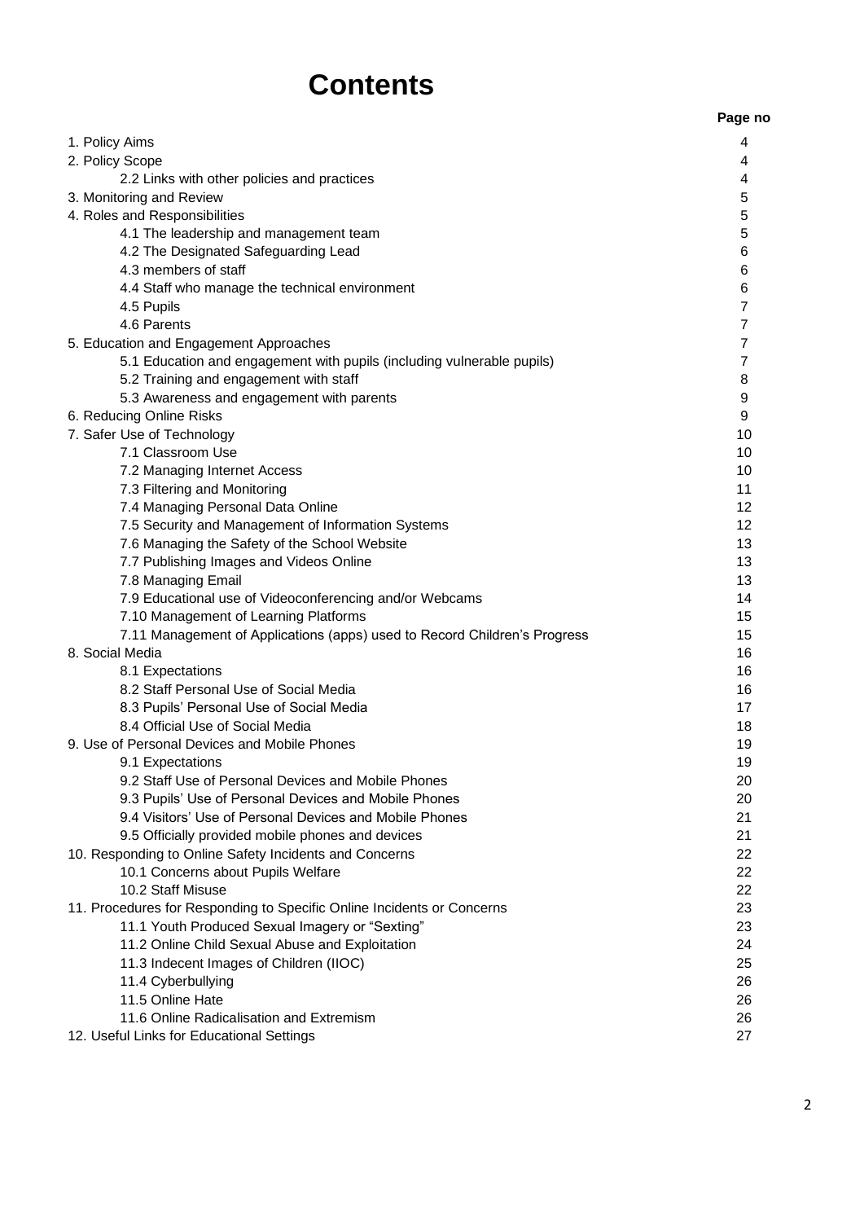# Contents

| | Page no |
|---|---|
| 1. Policy Aims | 4 |
| 2. Policy Scope | 4 |
| 2.2 Links with other policies and practices | 4 |
| 3. Monitoring and Review | 5 |
| 4. Roles and Responsibilities | 5 |
| 4.1 The leadership and management team | 5 |
| 4.2 The Designated Safeguarding Lead | 6 |
| 4.3 members of staff | 6 |
| 4.4 Staff who manage the technical environment | 6 |
| 4.5 Pupils | 7 |
| 4.6 Parents | 7 |
| 5. Education and Engagement Approaches | 7 |
| 5.1 Education and engagement with pupils (including vulnerable pupils) | 7 |
| 5.2 Training and engagement with staff | 8 |
| 5.3 Awareness and engagement with parents | 9 |
| 6. Reducing Online Risks | 9 |
| 7. Safer Use of Technology | 10 |
| 7.1 Classroom Use | 10 |
| 7.2 Managing Internet Access | 10 |
| 7.3 Filtering and Monitoring | 11 |
| 7.4 Managing Personal Data Online | 12 |
| 7.5 Security and Management of Information Systems | 12 |
| 7.6 Managing the Safety of the School Website | 13 |
| 7.7 Publishing Images and Videos Online | 13 |
| 7.8 Managing Email | 13 |
| 7.9 Educational use of Videoconferencing and/or Webcams | 14 |
| 7.10 Management of Learning Platforms | 15 |
| 7.11 Management of Applications (apps) used to Record Children's Progress | 15 |
| 8. Social Media | 16 |
| 8.1 Expectations | 16 |
| 8.2 Staff Personal Use of Social Media | 16 |
| 8.3 Pupils' Personal Use of Social Media | 17 |
| 8.4 Official Use of Social Media | 18 |
| 9. Use of Personal Devices and Mobile Phones | 19 |
| 9.1 Expectations | 19 |
| 9.2 Staff Use of Personal Devices and Mobile Phones | 20 |
| 9.3 Pupils' Use of Personal Devices and Mobile Phones | 20 |
| 9.4 Visitors' Use of Personal Devices and Mobile Phones | 21 |
| 9.5 Officially provided mobile phones and devices | 21 |
| 10. Responding to Online Safety Incidents and Concerns | 22 |
| 10.1 Concerns about Pupils Welfare | 22 |
| 10.2 Staff Misuse | 22 |
| 11. Procedures for Responding to Specific Online Incidents or Concerns | 23 |
| 11.1 Youth Produced Sexual Imagery or "Sexting" | 23 |
| 11.2 Online Child Sexual Abuse and Exploitation | 24 |
| 11.3 Indecent Images of Children (IIOC) | 25 |
| 11.4 Cyberbullying | 26 |
| 11.5 Online Hate | 26 |
| 11.6 Online Radicalisation and Extremism | 26 |
| 12. Useful Links for Educational Settings | 27 |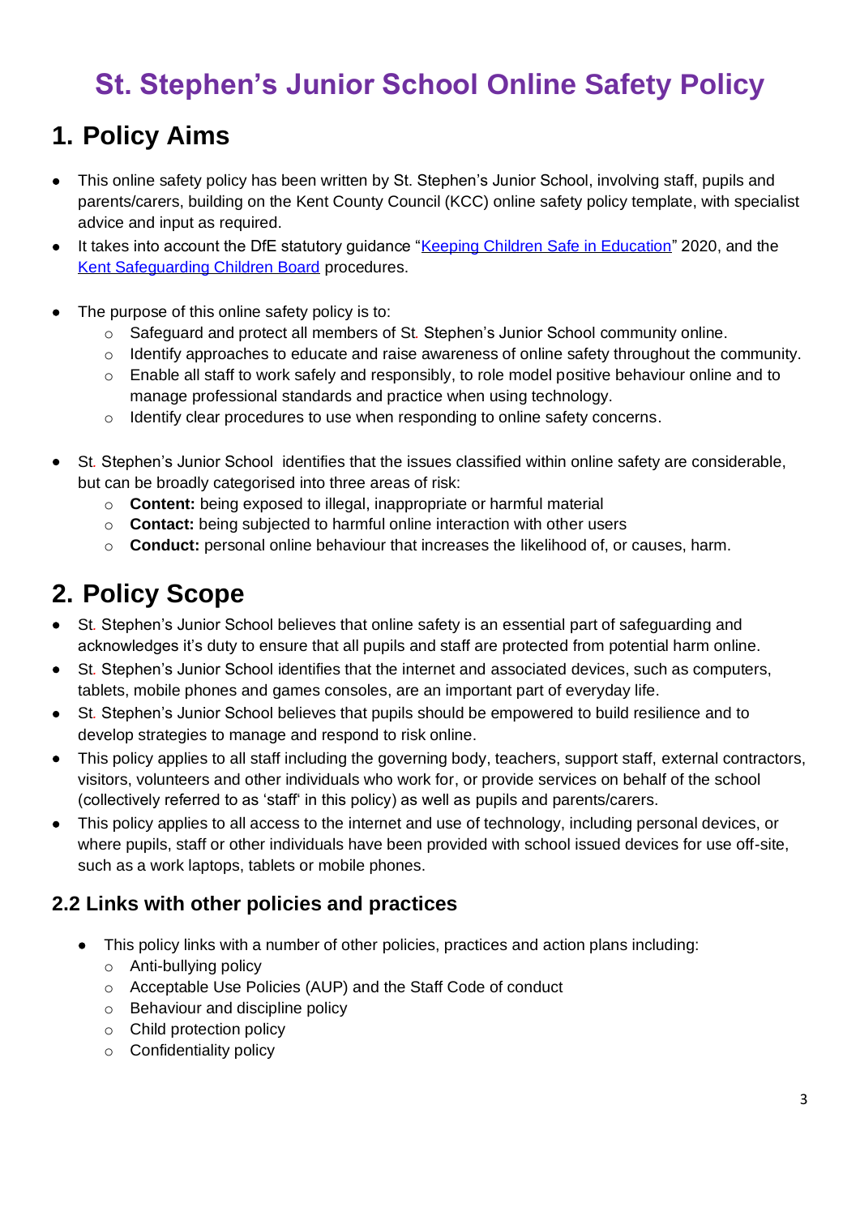# St. Stephen's Junior School Online Safety Policy

## 1. Policy Aims

- This online safety policy has been written by St. Stephen's Junior School, involving staff, pupils and parents/carers, building on the Kent County Council (KCC) online safety policy template, with specialist advice and input as required.
- It takes into account the DfE statutory guidance "Keeping Children Safe in Education" 2020, and the Kent Safeguarding Children Board procedures.

- The purpose of this online safety policy is to:
    - Safeguard and protect all members of St. Stephen's Junior School community online.
    - Identify approaches to educate and raise awareness of online safety throughout the community.
    - Enable all staff to work safely and responsibly, to role model positive behaviour online and to manage professional standards and practice when using technology.
    - Identify clear procedures to use when responding to online safety concerns.

- St. Stephen's Junior School identifies that the issues classified within online safety are considerable, but can be broadly categorised into three areas of risk:
    - **Content:** being exposed to illegal, inappropriate or harmful material
    - **Contact:** being subjected to harmful online interaction with other users
    - **Conduct:** personal online behaviour that increases the likelihood of, or causes, harm.

## 2. Policy Scope

- St. Stephen's Junior School believes that online safety is an essential part of safeguarding and acknowledges it's duty to ensure that all pupils and staff are protected from potential harm online.
- St. Stephen's Junior School identifies that the internet and associated devices, such as computers, tablets, mobile phones and games consoles, are an important part of everyday life.
- St. Stephen's Junior School believes that pupils should be empowered to build resilience and to develop strategies to manage and respond to risk online.
- This policy applies to all staff including the governing body, teachers, support staff, external contractors, visitors, volunteers and other individuals who work for, or provide services on behalf of the school (collectively referred to as 'staff' in this policy) as well as pupils and parents/carers.
- This policy applies to all access to the internet and use of technology, including personal devices, or where pupils, staff or other individuals have been provided with school issued devices for use off-site, such as a work laptops, tablets or mobile phones.

### 2.2 Links with other policies and practices

- This policy links with a number of other policies, practices and action plans including:
    - Anti-bullying policy
    - Acceptable Use Policies (AUP) and the Staff Code of conduct
    - Behaviour and discipline policy
    - Child protection policy
    - Confidentiality policy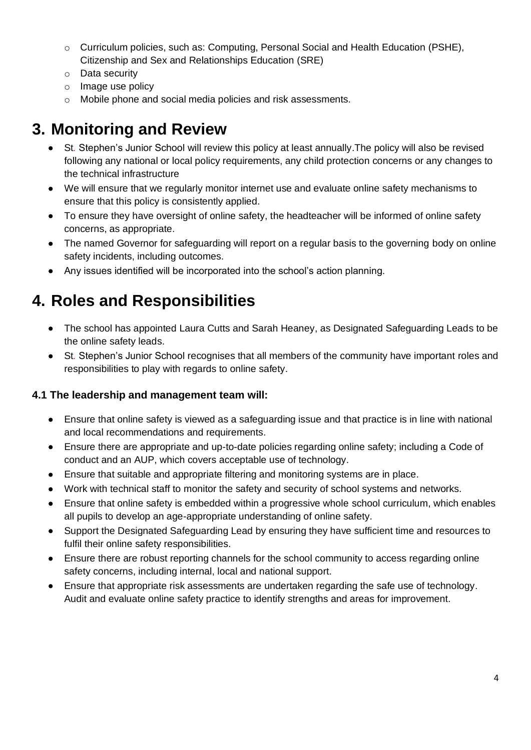- Curriculum policies, such as: Computing, Personal Social and Health Education (PSHE), Citizenship and Sex and Relationships Education (SRE)
- Data security
- Image use policy
- Mobile phone and social media policies and risk assessments.

# 3. Monitoring and Review

- St. Stephen's Junior School will review this policy at least annually.The policy will also be revised following any national or local policy requirements, any child protection concerns or any changes to the technical infrastructure
- We will ensure that we regularly monitor internet use and evaluate online safety mechanisms to ensure that this policy is consistently applied.
- To ensure they have oversight of online safety, the headteacher will be informed of online safety concerns, as appropriate.
- The named Governor for safeguarding will report on a regular basis to the governing body on online safety incidents, including outcomes.
- Any issues identified will be incorporated into the school's action planning.

# 4. Roles and Responsibilities

- The school has appointed Laura Cutts and Sarah Heaney, as Designated Safeguarding Leads to be the online safety leads.
- St. Stephen's Junior School recognises that all members of the community have important roles and responsibilities to play with regards to online safety.

### 4.1 The leadership and management team will:

- Ensure that online safety is viewed as a safeguarding issue and that practice is in line with national and local recommendations and requirements.
- Ensure there are appropriate and up-to-date policies regarding online safety; including a Code of conduct and an AUP, which covers acceptable use of technology.
- Ensure that suitable and appropriate filtering and monitoring systems are in place.
- Work with technical staff to monitor the safety and security of school systems and networks.
- Ensure that online safety is embedded within a progressive whole school curriculum, which enables all pupils to develop an age-appropriate understanding of online safety.
- Support the Designated Safeguarding Lead by ensuring they have sufficient time and resources to fulfil their online safety responsibilities.
- Ensure there are robust reporting channels for the school community to access regarding online safety concerns, including internal, local and national support.
- Ensure that appropriate risk assessments are undertaken regarding the safe use of technology. Audit and evaluate online safety practice to identify strengths and areas for improvement.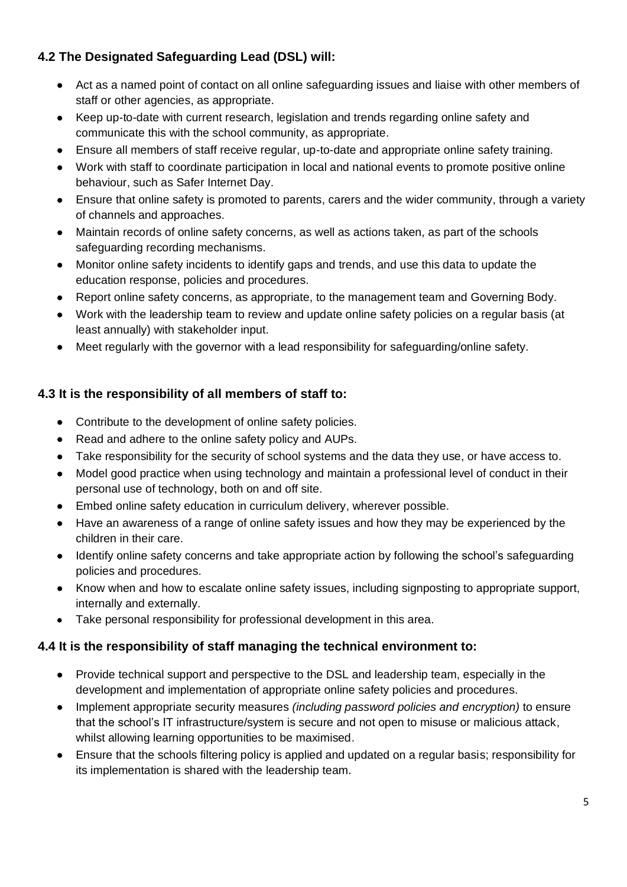### 4.2 The Designated Safeguarding Lead (DSL) will:

- Act as a named point of contact on all online safeguarding issues and liaise with other members of staff or other agencies, as appropriate.
- Keep up-to-date with current research, legislation and trends regarding online safety and communicate this with the school community, as appropriate.
- Ensure all members of staff receive regular, up-to-date and appropriate online safety training.
- Work with staff to coordinate participation in local and national events to promote positive online behaviour, such as Safer Internet Day.
- Ensure that online safety is promoted to parents, carers and the wider community, through a variety of channels and approaches.
- Maintain records of online safety concerns, as well as actions taken, as part of the schools safeguarding recording mechanisms.
- Monitor online safety incidents to identify gaps and trends, and use this data to update the education response, policies and procedures.
- Report online safety concerns, as appropriate, to the management team and Governing Body.
- Work with the leadership team to review and update online safety policies on a regular basis (at least annually) with stakeholder input.
- Meet regularly with the governor with a lead responsibility for safeguarding/online safety.

### 4.3 It is the responsibility of all members of staff to:

- Contribute to the development of online safety policies.
- Read and adhere to the online safety policy and AUPs.
- Take responsibility for the security of school systems and the data they use, or have access to.
- Model good practice when using technology and maintain a professional level of conduct in their personal use of technology, both on and off site.
- Embed online safety education in curriculum delivery, wherever possible.
- Have an awareness of a range of online safety issues and how they may be experienced by the children in their care.
- Identify online safety concerns and take appropriate action by following the school's safeguarding policies and procedures.
- Know when and how to escalate online safety issues, including signposting to appropriate support, internally and externally.
- Take personal responsibility for professional development in this area.

### 4.4 It is the responsibility of staff managing the technical environment to:

- Provide technical support and perspective to the DSL and leadership team, especially in the development and implementation of appropriate online safety policies and procedures.
- Implement appropriate security measures *(including password policies and encryption)* to ensure that the school's IT infrastructure/system is secure and not open to misuse or malicious attack, whilst allowing learning opportunities to be maximised.
- Ensure that the schools filtering policy is applied and updated on a regular basis; responsibility for its implementation is shared with the leadership team.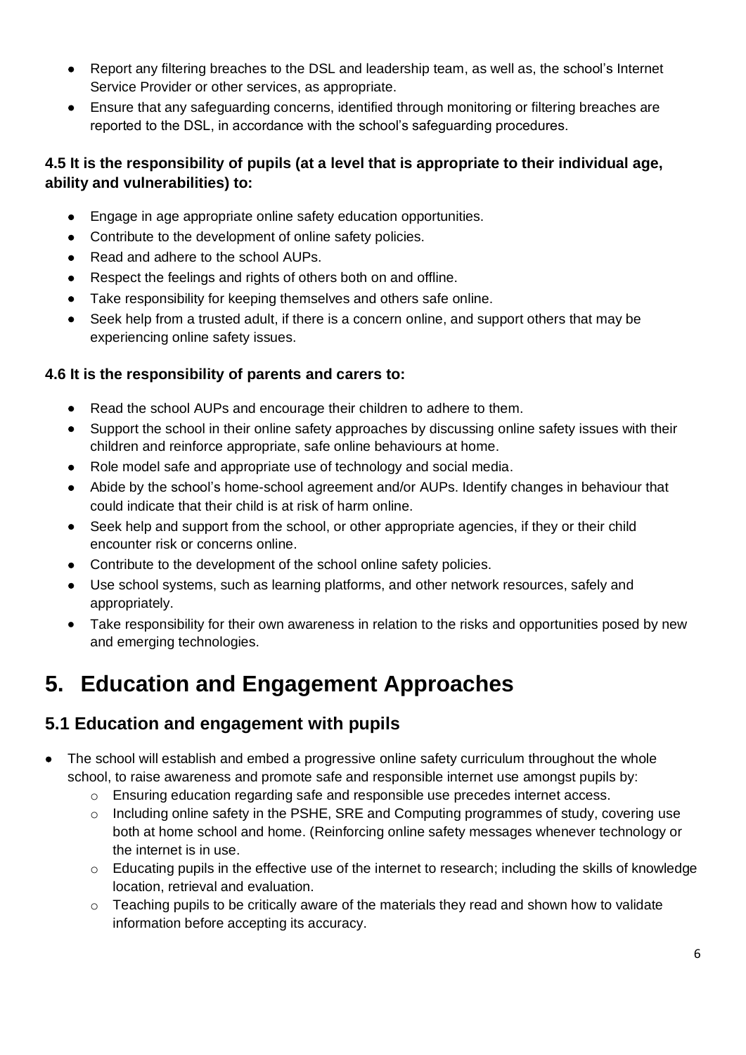- Report any filtering breaches to the DSL and leadership team, as well as, the school's Internet Service Provider or other services, as appropriate.
- Ensure that any safeguarding concerns, identified through monitoring or filtering breaches are reported to the DSL, in accordance with the school's safeguarding procedures.

**4.5 It is the responsibility of pupils (at a level that is appropriate to their individual age, ability and vulnerabilities) to:**

- Engage in age appropriate online safety education opportunities.
- Contribute to the development of online safety policies.
- Read and adhere to the school AUPs.
- Respect the feelings and rights of others both on and offline.
- Take responsibility for keeping themselves and others safe online.
- Seek help from a trusted adult, if there is a concern online, and support others that may be experiencing online safety issues.

**4.6 It is the responsibility of parents and carers to:**

- Read the school AUPs and encourage their children to adhere to them.
- Support the school in their online safety approaches by discussing online safety issues with their children and reinforce appropriate, safe online behaviours at home.
- Role model safe and appropriate use of technology and social media.
- Abide by the school's home-school agreement and/or AUPs. Identify changes in behaviour that could indicate that their child is at risk of harm online.
- Seek help and support from the school, or other appropriate agencies, if they or their child encounter risk or concerns online.
- Contribute to the development of the school online safety policies.
- Use school systems, such as learning platforms, and other network resources, safely and appropriately.
- Take responsibility for their own awareness in relation to the risks and opportunities posed by new and emerging technologies.

# 5. Education and Engagement Approaches

## 5.1 Education and engagement with pupils

- The school will establish and embed a progressive online safety curriculum throughout the whole school, to raise awareness and promote safe and responsible internet use amongst pupils by:
  - Ensuring education regarding safe and responsible use precedes internet access.
  - Including online safety in the PSHE, SRE and Computing programmes of study, covering use both at home school and home. (Reinforcing online safety messages whenever technology or the internet is in use.
  - Educating pupils in the effective use of the internet to research; including the skills of knowledge location, retrieval and evaluation.
  - Teaching pupils to be critically aware of the materials they read and shown how to validate information before accepting its accuracy.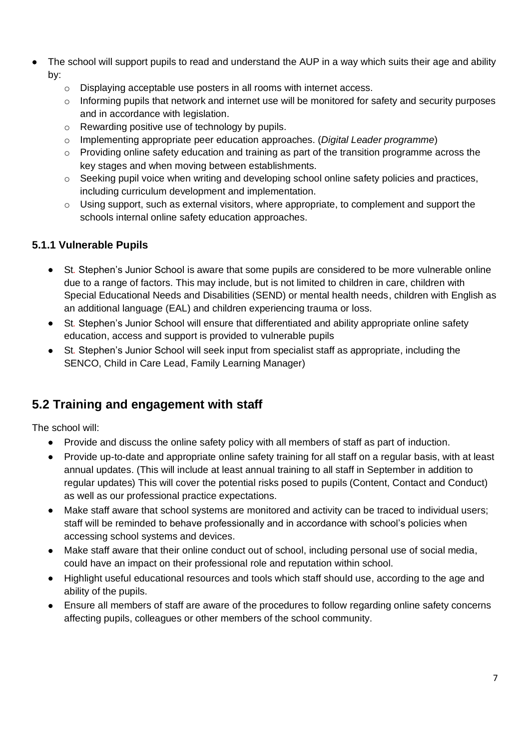- The school will support pupils to read and understand the AUP in a way which suits their age and ability by:
    - Displaying acceptable use posters in all rooms with internet access.
    - Informing pupils that network and internet use will be monitored for safety and security purposes and in accordance with legislation.
    - Rewarding positive use of technology by pupils.
    - Implementing appropriate peer education approaches. (*Digital Leader programme*)
    - Providing online safety education and training as part of the transition programme across the key stages and when moving between establishments.
    - Seeking pupil voice when writing and developing school online safety policies and practices, including curriculum development and implementation.
    - Using support, such as external visitors, where appropriate, to complement and support the schools internal online safety education approaches.

### 5.1.1 Vulnerable Pupils

- St. Stephen's Junior School is aware that some pupils are considered to be more vulnerable online due to a range of factors. This may include, but is not limited to children in care, children with Special Educational Needs and Disabilities (SEND) or mental health needs, children with English as an additional language (EAL) and children experiencing trauma or loss.
- St. Stephen's Junior School will ensure that differentiated and ability appropriate online safety education, access and support is provided to vulnerable pupils
- St. Stephen's Junior School will seek input from specialist staff as appropriate, including the SENCO, Child in Care Lead, Family Learning Manager)

## 5.2 Training and engagement with staff

The school will:

- Provide and discuss the online safety policy with all members of staff as part of induction.
- Provide up-to-date and appropriate online safety training for all staff on a regular basis, with at least annual updates. (This will include at least annual training to all staff in September in addition to regular updates) This will cover the potential risks posed to pupils (Content, Contact and Conduct) as well as our professional practice expectations.
- Make staff aware that school systems are monitored and activity can be traced to individual users; staff will be reminded to behave professionally and in accordance with school's policies when accessing school systems and devices.
- Make staff aware that their online conduct out of school, including personal use of social media, could have an impact on their professional role and reputation within school.
- Highlight useful educational resources and tools which staff should use, according to the age and ability of the pupils.
- Ensure all members of staff are aware of the procedures to follow regarding online safety concerns affecting pupils, colleagues or other members of the school community.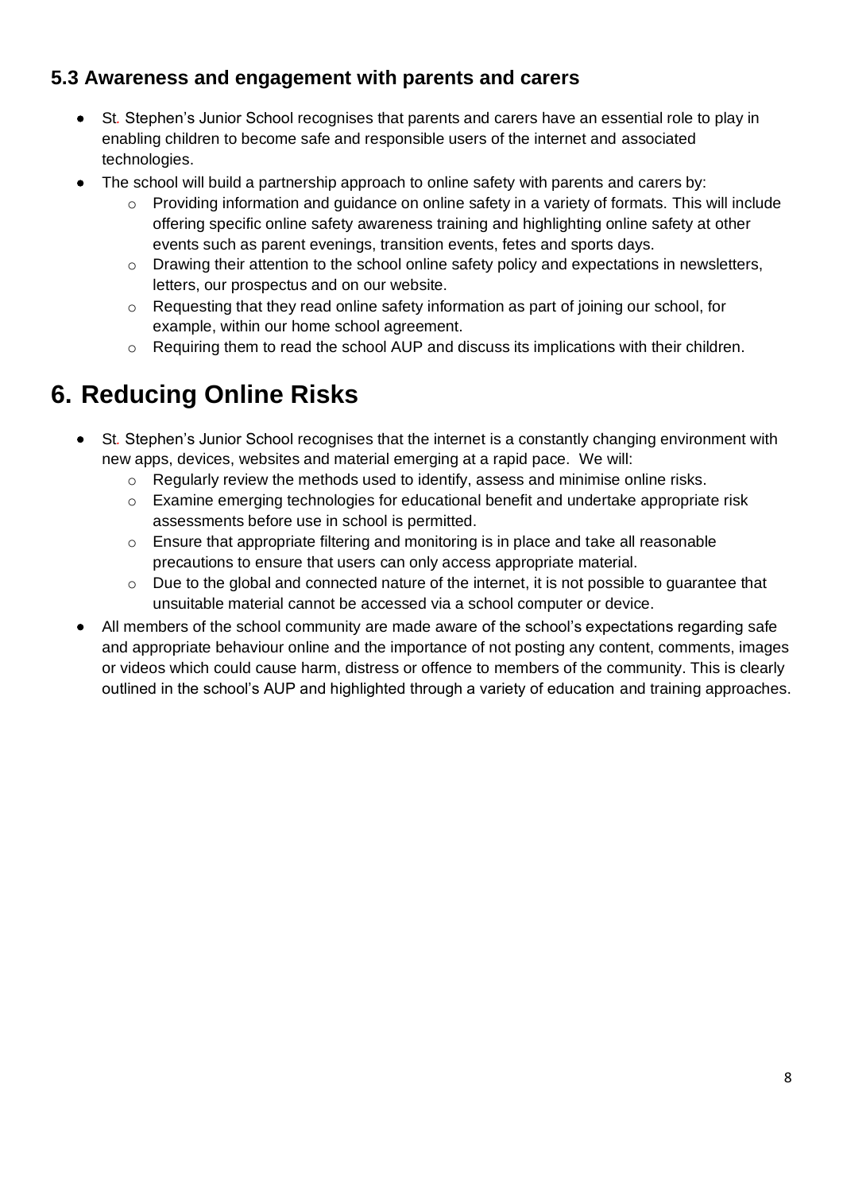### 5.3 Awareness and engagement with parents and carers

- St. Stephen's Junior School recognises that parents and carers have an essential role to play in enabling children to become safe and responsible users of the internet and associated technologies.
- The school will build a partnership approach to online safety with parents and carers by:
  - Providing information and guidance on online safety in a variety of formats. This will include offering specific online safety awareness training and highlighting online safety at other events such as parent evenings, transition events, fetes and sports days.
  - Drawing their attention to the school online safety policy and expectations in newsletters, letters, our prospectus and on our website.
  - Requesting that they read online safety information as part of joining our school, for example, within our home school agreement.
  - Requiring them to read the school AUP and discuss its implications with their children.

# 6. Reducing Online Risks

- St. Stephen's Junior School recognises that the internet is a constantly changing environment with new apps, devices, websites and material emerging at a rapid pace. We will:
  - Regularly review the methods used to identify, assess and minimise online risks.
  - Examine emerging technologies for educational benefit and undertake appropriate risk assessments before use in school is permitted.
  - Ensure that appropriate filtering and monitoring is in place and take all reasonable precautions to ensure that users can only access appropriate material.
  - Due to the global and connected nature of the internet, it is not possible to guarantee that unsuitable material cannot be accessed via a school computer or device.
- All members of the school community are made aware of the school's expectations regarding safe and appropriate behaviour online and the importance of not posting any content, comments, images or videos which could cause harm, distress or offence to members of the community. This is clearly outlined in the school's AUP and highlighted through a variety of education and training approaches.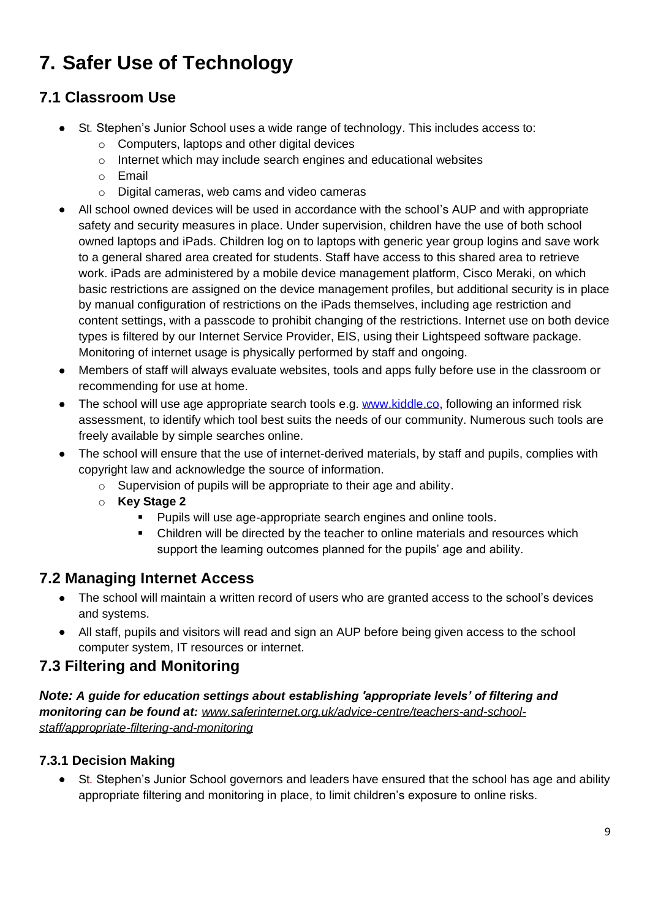# 7. Safer Use of Technology

## 7.1 Classroom Use

- St. Stephen's Junior School uses a wide range of technology. This includes access to:
  - Computers, laptops and other digital devices
  - Internet which may include search engines and educational websites
  - Email
  - Digital cameras, web cams and video cameras
- All school owned devices will be used in accordance with the school's AUP and with appropriate safety and security measures in place. Under supervision, children have the use of both school owned laptops and iPads. Children log on to laptops with generic year group logins and save work to a general shared area created for students. Staff have access to this shared area to retrieve work. iPads are administered by a mobile device management platform, Cisco Meraki, on which basic restrictions are assigned on the device management profiles, but additional security is in place by manual configuration of restrictions on the iPads themselves, including age restriction and content settings, with a passcode to prohibit changing of the restrictions. Internet use on both device types is filtered by our Internet Service Provider, EIS, using their Lightspeed software package. Monitoring of internet usage is physically performed by staff and ongoing.
- Members of staff will always evaluate websites, tools and apps fully before use in the classroom or recommending for use at home.
- The school will use age appropriate search tools e.g. www.kiddle.co, following an informed risk assessment, to identify which tool best suits the needs of our community. Numerous such tools are freely available by simple searches online.
- The school will ensure that the use of internet-derived materials, by staff and pupils, complies with copyright law and acknowledge the source of information.
  - Supervision of pupils will be appropriate to their age and ability.
  - **Key Stage 2**
    - Pupils will use age-appropriate search engines and online tools.
    - Children will be directed by the teacher to online materials and resources which support the learning outcomes planned for the pupils' age and ability.

## 7.2 Managing Internet Access

- The school will maintain a written record of users who are granted access to the school's devices and systems.
- All staff, pupils and visitors will read and sign an AUP before being given access to the school computer system, IT resources or internet.

## 7.3 Filtering and Monitoring

***Note: A guide for education settings about establishing 'appropriate levels' of filtering and monitoring can be found at:*** *www.saferinternet.org.uk/advice-centre/teachers-and-school-staff/appropriate-filtering-and-monitoring*

### 7.3.1 Decision Making

- St. Stephen's Junior School governors and leaders have ensured that the school has age and ability appropriate filtering and monitoring in place, to limit children's exposure to online risks.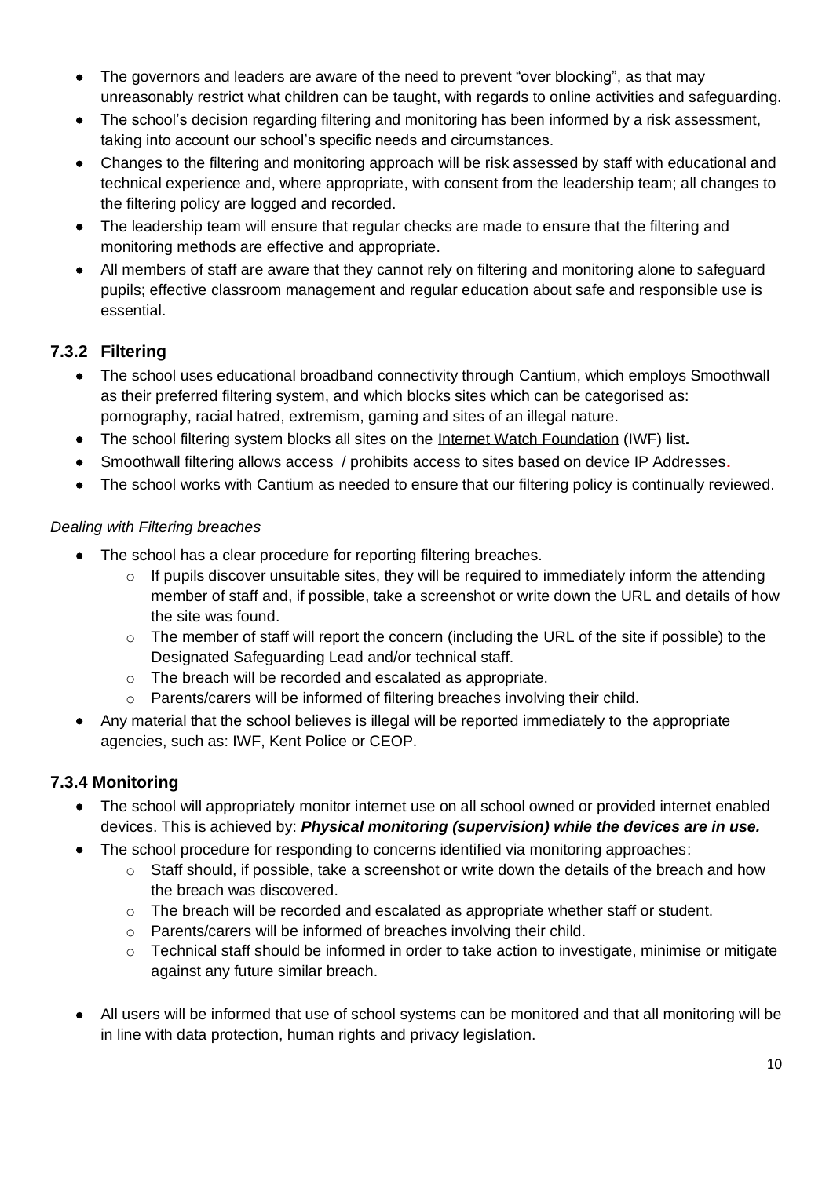- The governors and leaders are aware of the need to prevent "over blocking", as that may unreasonably restrict what children can be taught, with regards to online activities and safeguarding.
- The school's decision regarding filtering and monitoring has been informed by a risk assessment, taking into account our school's specific needs and circumstances.
- Changes to the filtering and monitoring approach will be risk assessed by staff with educational and technical experience and, where appropriate, with consent from the leadership team; all changes to the filtering policy are logged and recorded.
- The leadership team will ensure that regular checks are made to ensure that the filtering and monitoring methods are effective and appropriate.
- All members of staff are aware that they cannot rely on filtering and monitoring alone to safeguard pupils; effective classroom management and regular education about safe and responsible use is essential.

### 7.3.2 Filtering

- The school uses educational broadband connectivity through Cantium, which employs Smoothwall as their preferred filtering system, and which blocks sites which can be categorised as: pornography, racial hatred, extremism, gaming and sites of an illegal nature.
- The school filtering system blocks all sites on the Internet Watch Foundation (IWF) list**.**
- Smoothwall filtering allows access / prohibits access to sites based on device IP Addresses**.**
- The school works with Cantium as needed to ensure that our filtering policy is continually reviewed.

*Dealing with Filtering breaches*

- The school has a clear procedure for reporting filtering breaches.
    - If pupils discover unsuitable sites, they will be required to immediately inform the attending member of staff and, if possible, take a screenshot or write down the URL and details of how the site was found.
    - The member of staff will report the concern (including the URL of the site if possible) to the Designated Safeguarding Lead and/or technical staff.
    - The breach will be recorded and escalated as appropriate.
    - Parents/carers will be informed of filtering breaches involving their child.
- Any material that the school believes is illegal will be reported immediately to the appropriate agencies, such as: IWF, Kent Police or CEOP.

### 7.3.4 Monitoring

- The school will appropriately monitor internet use on all school owned or provided internet enabled devices. This is achieved by: ***Physical monitoring (supervision) while the devices are in use.***
- The school procedure for responding to concerns identified via monitoring approaches:
    - Staff should, if possible, take a screenshot or write down the details of the breach and how the breach was discovered.
    - The breach will be recorded and escalated as appropriate whether staff or student.
    - Parents/carers will be informed of breaches involving their child.
    - Technical staff should be informed in order to take action to investigate, minimise or mitigate against any future similar breach.
- All users will be informed that use of school systems can be monitored and that all monitoring will be in line with data protection, human rights and privacy legislation.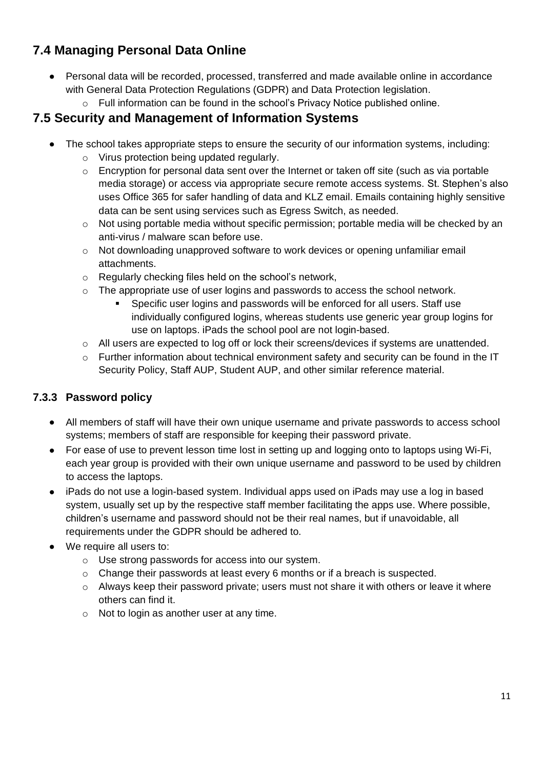## 7.4 Managing Personal Data Online

- Personal data will be recorded, processed, transferred and made available online in accordance with General Data Protection Regulations (GDPR) and Data Protection legislation.
    - Full information can be found in the school's Privacy Notice published online.

## 7.5 Security and Management of Information Systems

- The school takes appropriate steps to ensure the security of our information systems, including:
    - Virus protection being updated regularly.
    - Encryption for personal data sent over the Internet or taken off site (such as via portable media storage) or access via appropriate secure remote access systems. St. Stephen's also uses Office 365 for safer handling of data and KLZ email. Emails containing highly sensitive data can be sent using services such as Egress Switch, as needed.
    - Not using portable media without specific permission; portable media will be checked by an anti-virus / malware scan before use.
    - Not downloading unapproved software to work devices or opening unfamiliar email attachments.
    - Regularly checking files held on the school's network,
    - The appropriate use of user logins and passwords to access the school network.
        - Specific user logins and passwords will be enforced for all users. Staff use individually configured logins, whereas students use generic year group logins for use on laptops. iPads the school pool are not login-based.
    - All users are expected to log off or lock their screens/devices if systems are unattended.
    - Further information about technical environment safety and security can be found in the IT Security Policy, Staff AUP, Student AUP, and other similar reference material.

### 7.3.3 Password policy

- All members of staff will have their own unique username and private passwords to access school systems; members of staff are responsible for keeping their password private.
- For ease of use to prevent lesson time lost in setting up and logging onto to laptops using Wi-Fi, each year group is provided with their own unique username and password to be used by children to access the laptops.
- iPads do not use a login-based system. Individual apps used on iPads may use a log in based system, usually set up by the respective staff member facilitating the apps use. Where possible, children's username and password should not be their real names, but if unavoidable, all requirements under the GDPR should be adhered to.
- We require all users to:
    - Use strong passwords for access into our system.
    - Change their passwords at least every 6 months or if a breach is suspected.
    - Always keep their password private; users must not share it with others or leave it where others can find it.
    - Not to login as another user at any time.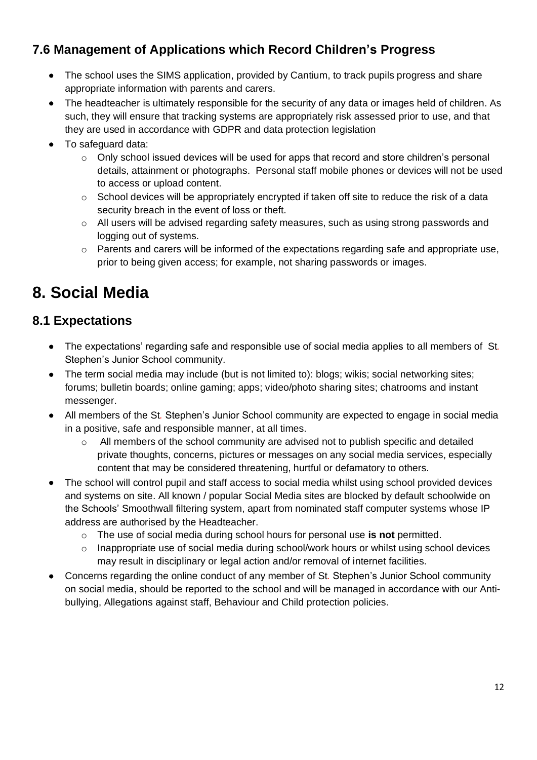### 7.6 Management of Applications which Record Children's Progress

- The school uses the SIMS application, provided by Cantium, to track pupils progress and share appropriate information with parents and carers.
- The headteacher is ultimately responsible for the security of any data or images held of children. As such, they will ensure that tracking systems are appropriately risk assessed prior to use, and that they are used in accordance with GDPR and data protection legislation
- To safeguard data:
  - Only school issued devices will be used for apps that record and store children's personal details, attainment or photographs. Personal staff mobile phones or devices will not be used to access or upload content.
  - School devices will be appropriately encrypted if taken off site to reduce the risk of a data security breach in the event of loss or theft.
  - All users will be advised regarding safety measures, such as using strong passwords and logging out of systems.
  - Parents and carers will be informed of the expectations regarding safe and appropriate use, prior to being given access; for example, not sharing passwords or images.

## 8. Social Media

### 8.1 Expectations

- The expectations' regarding safe and responsible use of social media applies to all members of St. Stephen's Junior School community.
- The term social media may include (but is not limited to): blogs; wikis; social networking sites; forums; bulletin boards; online gaming; apps; video/photo sharing sites; chatrooms and instant messenger.
- All members of the St. Stephen's Junior School community are expected to engage in social media in a positive, safe and responsible manner, at all times.
  - All members of the school community are advised not to publish specific and detailed private thoughts, concerns, pictures or messages on any social media services, especially content that may be considered threatening, hurtful or defamatory to others.
- The school will control pupil and staff access to social media whilst using school provided devices and systems on site. All known / popular Social Media sites are blocked by default schoolwide on the Schools' Smoothwall filtering system, apart from nominated staff computer systems whose IP address are authorised by the Headteacher.
  - The use of social media during school hours for personal use **is not** permitted.
  - Inappropriate use of social media during school/work hours or whilst using school devices may result in disciplinary or legal action and/or removal of internet facilities.
- Concerns regarding the online conduct of any member of St. Stephen's Junior School community on social media, should be reported to the school and will be managed in accordance with our Anti-bullying, Allegations against staff, Behaviour and Child protection policies.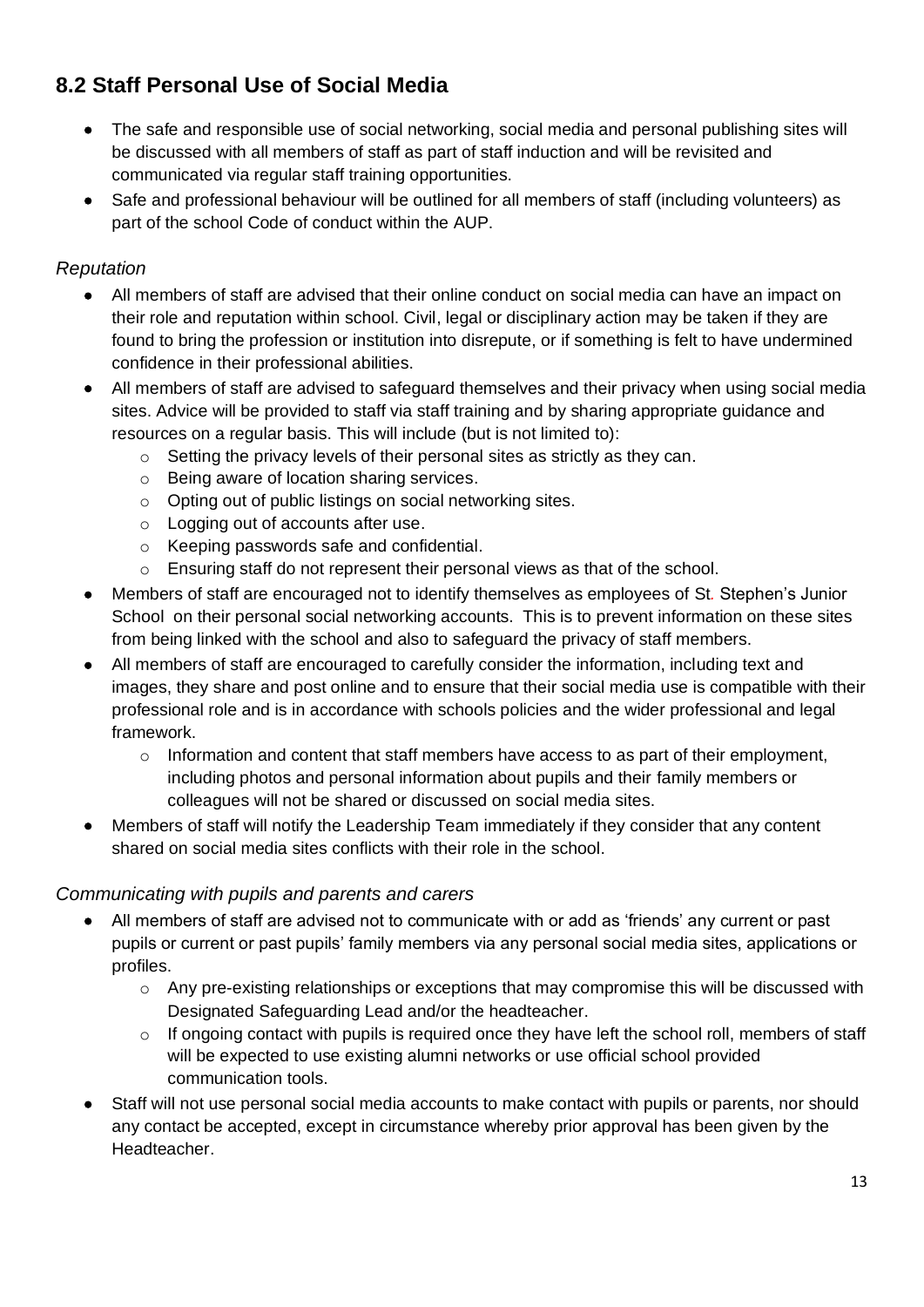## 8.2 Staff Personal Use of Social Media

- The safe and responsible use of social networking, social media and personal publishing sites will be discussed with all members of staff as part of staff induction and will be revisited and communicated via regular staff training opportunities.
- Safe and professional behaviour will be outlined for all members of staff (including volunteers) as part of the school Code of conduct within the AUP.

### *Reputation*

- All members of staff are advised that their online conduct on social media can have an impact on their role and reputation within school. Civil, legal or disciplinary action may be taken if they are found to bring the profession or institution into disrepute, or if something is felt to have undermined confidence in their professional abilities.
- All members of staff are advised to safeguard themselves and their privacy when using social media sites. Advice will be provided to staff via staff training and by sharing appropriate guidance and resources on a regular basis. This will include (but is not limited to):
  - Setting the privacy levels of their personal sites as strictly as they can.
  - Being aware of location sharing services.
  - Opting out of public listings on social networking sites.
  - Logging out of accounts after use.
  - Keeping passwords safe and confidential.
  - Ensuring staff do not represent their personal views as that of the school.
- Members of staff are encouraged not to identify themselves as employees of St. Stephen's Junior School on their personal social networking accounts. This is to prevent information on these sites from being linked with the school and also to safeguard the privacy of staff members.
- All members of staff are encouraged to carefully consider the information, including text and images, they share and post online and to ensure that their social media use is compatible with their professional role and is in accordance with schools policies and the wider professional and legal framework.
  - Information and content that staff members have access to as part of their employment, including photos and personal information about pupils and their family members or colleagues will not be shared or discussed on social media sites.
- Members of staff will notify the Leadership Team immediately if they consider that any content shared on social media sites conflicts with their role in the school.

### *Communicating with pupils and parents and carers*

- All members of staff are advised not to communicate with or add as 'friends' any current or past pupils or current or past pupils' family members via any personal social media sites, applications or profiles.
  - Any pre-existing relationships or exceptions that may compromise this will be discussed with Designated Safeguarding Lead and/or the headteacher.
  - If ongoing contact with pupils is required once they have left the school roll, members of staff will be expected to use existing alumni networks or use official school provided communication tools.
- Staff will not use personal social media accounts to make contact with pupils or parents, nor should any contact be accepted, except in circumstance whereby prior approval has been given by the Headteacher.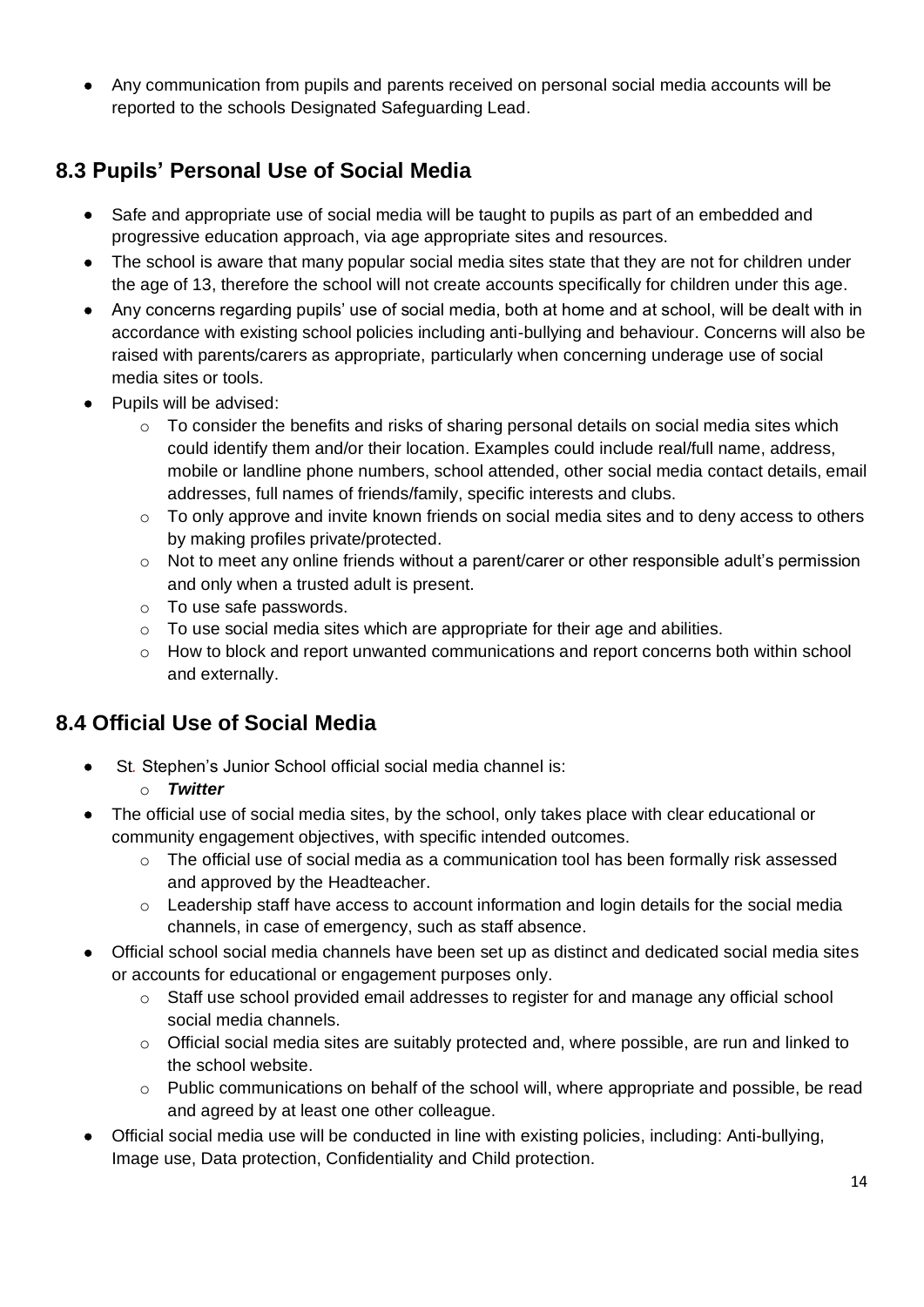- Any communication from pupils and parents received on personal social media accounts will be reported to the schools Designated Safeguarding Lead.

## 8.3 Pupils' Personal Use of Social Media

- Safe and appropriate use of social media will be taught to pupils as part of an embedded and progressive education approach, via age appropriate sites and resources.
- The school is aware that many popular social media sites state that they are not for children under the age of 13, therefore the school will not create accounts specifically for children under this age.
- Any concerns regarding pupils' use of social media, both at home and at school, will be dealt with in accordance with existing school policies including anti-bullying and behaviour. Concerns will also be raised with parents/carers as appropriate, particularly when concerning underage use of social media sites or tools.
- Pupils will be advised:
  - To consider the benefits and risks of sharing personal details on social media sites which could identify them and/or their location. Examples could include real/full name, address, mobile or landline phone numbers, school attended, other social media contact details, email addresses, full names of friends/family, specific interests and clubs.
  - To only approve and invite known friends on social media sites and to deny access to others by making profiles private/protected.
  - Not to meet any online friends without a parent/carer or other responsible adult's permission and only when a trusted adult is present.
  - To use safe passwords.
  - To use social media sites which are appropriate for their age and abilities.
  - How to block and report unwanted communications and report concerns both within school and externally.

## 8.4 Official Use of Social Media

- St. Stephen's Junior School official social media channel is:
  - ***Twitter***
- The official use of social media sites, by the school, only takes place with clear educational or community engagement objectives, with specific intended outcomes.
  - The official use of social media as a communication tool has been formally risk assessed and approved by the Headteacher.
  - Leadership staff have access to account information and login details for the social media channels, in case of emergency, such as staff absence.
- Official school social media channels have been set up as distinct and dedicated social media sites or accounts for educational or engagement purposes only.
  - Staff use school provided email addresses to register for and manage any official school social media channels.
  - Official social media sites are suitably protected and, where possible, are run and linked to the school website.
  - Public communications on behalf of the school will, where appropriate and possible, be read and agreed by at least one other colleague.
- Official social media use will be conducted in line with existing policies, including: Anti-bullying, Image use, Data protection, Confidentiality and Child protection.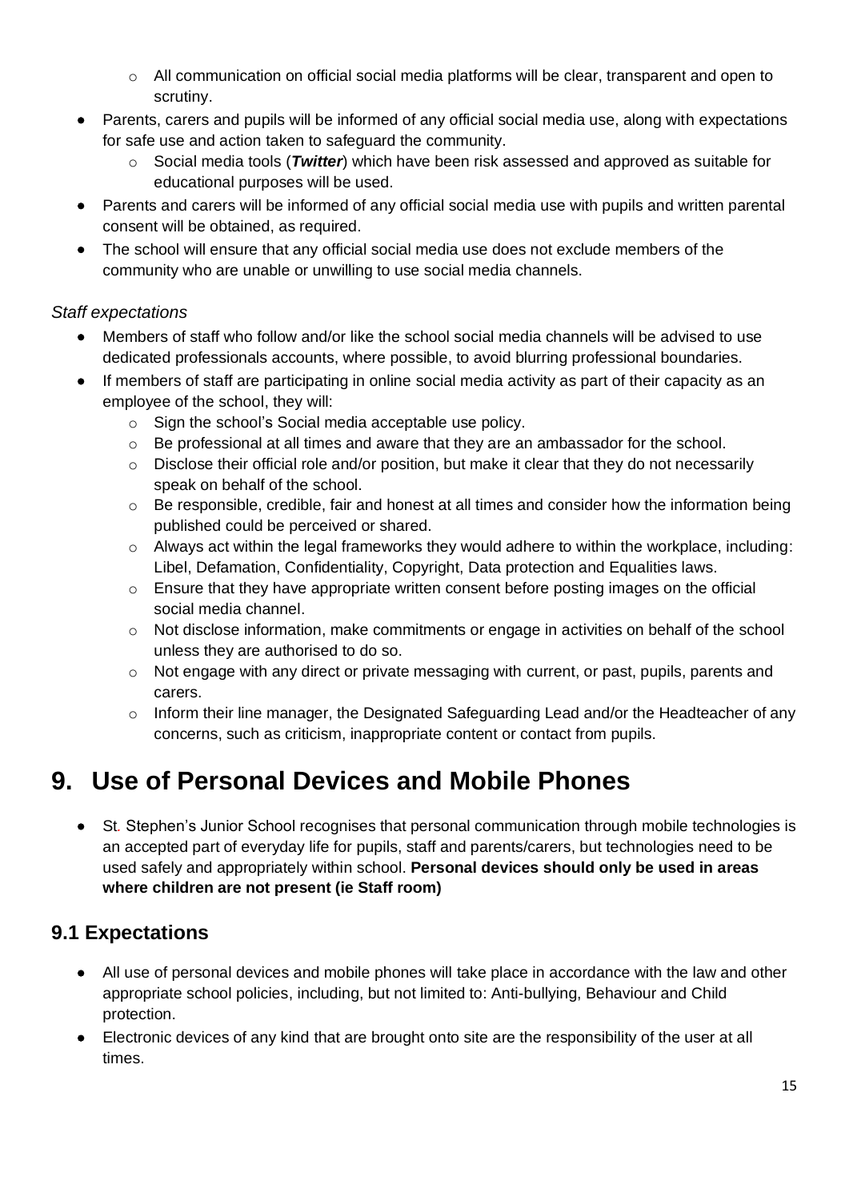- All communication on official social media platforms will be clear, transparent and open to scrutiny.
- Parents, carers and pupils will be informed of any official social media use, along with expectations for safe use and action taken to safeguard the community.
  - Social media tools (***Twitter***) which have been risk assessed and approved as suitable for educational purposes will be used.
- Parents and carers will be informed of any official social media use with pupils and written parental consent will be obtained, as required.
- The school will ensure that any official social media use does not exclude members of the community who are unable or unwilling to use social media channels.

*Staff expectations*

- Members of staff who follow and/or like the school social media channels will be advised to use dedicated professionals accounts, where possible, to avoid blurring professional boundaries.
- If members of staff are participating in online social media activity as part of their capacity as an employee of the school, they will:
  - Sign the school's Social media acceptable use policy.
  - Be professional at all times and aware that they are an ambassador for the school.
  - Disclose their official role and/or position, but make it clear that they do not necessarily speak on behalf of the school.
  - Be responsible, credible, fair and honest at all times and consider how the information being published could be perceived or shared.
  - Always act within the legal frameworks they would adhere to within the workplace, including: Libel, Defamation, Confidentiality, Copyright, Data protection and Equalities laws.
  - Ensure that they have appropriate written consent before posting images on the official social media channel.
  - Not disclose information, make commitments or engage in activities on behalf of the school unless they are authorised to do so.
  - Not engage with any direct or private messaging with current, or past, pupils, parents and carers.
  - Inform their line manager, the Designated Safeguarding Lead and/or the Headteacher of any concerns, such as criticism, inappropriate content or contact from pupils.

# 9. Use of Personal Devices and Mobile Phones

- St. Stephen's Junior School recognises that personal communication through mobile technologies is an accepted part of everyday life for pupils, staff and parents/carers, but technologies need to be used safely and appropriately within school. **Personal devices should only be used in areas where children are not present (ie Staff room)**

## 9.1 Expectations

- All use of personal devices and mobile phones will take place in accordance with the law and other appropriate school policies, including, but not limited to: Anti-bullying, Behaviour and Child protection.
- Electronic devices of any kind that are brought onto site are the responsibility of the user at all times.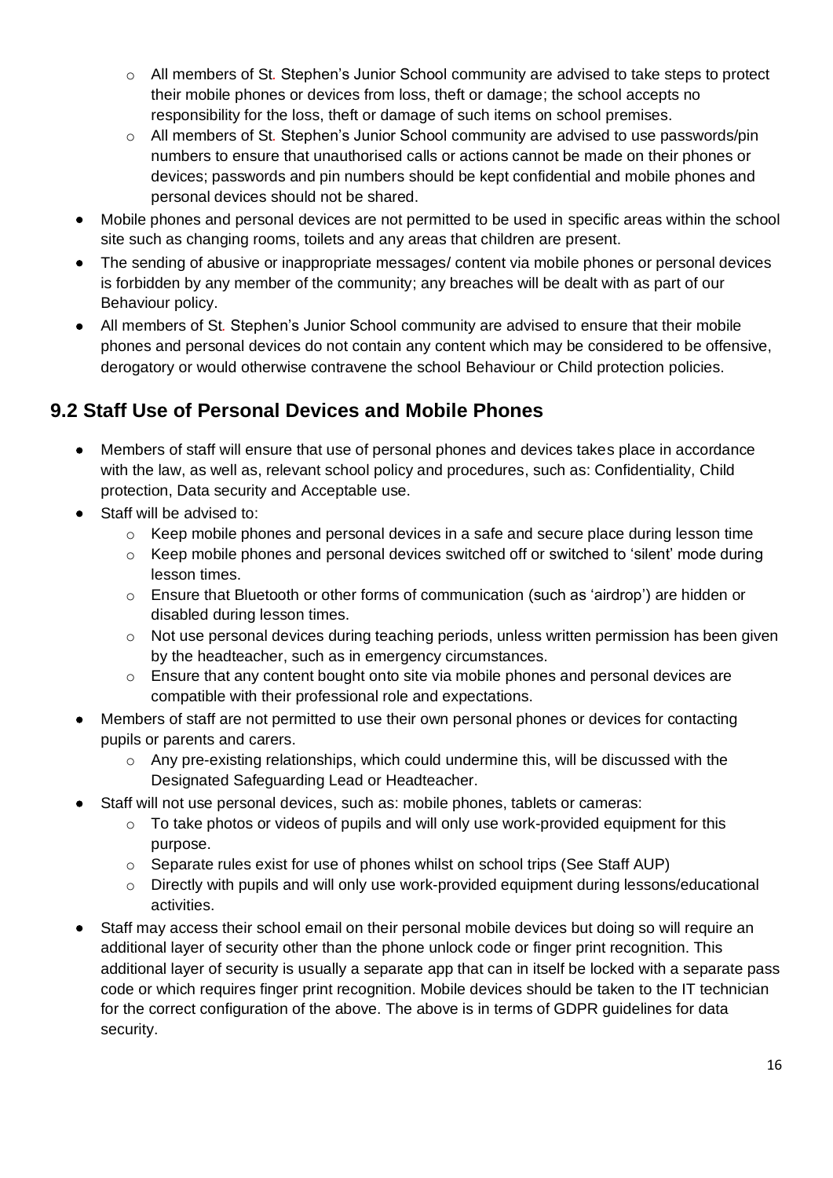- All members of St. Stephen's Junior School community are advised to take steps to protect their mobile phones or devices from loss, theft or damage; the school accepts no responsibility for the loss, theft or damage of such items on school premises.
  - All members of St. Stephen's Junior School community are advised to use passwords/pin numbers to ensure that unauthorised calls or actions cannot be made on their phones or devices; passwords and pin numbers should be kept confidential and mobile phones and personal devices should not be shared.
- Mobile phones and personal devices are not permitted to be used in specific areas within the school site such as changing rooms, toilets and any areas that children are present.
- The sending of abusive or inappropriate messages/ content via mobile phones or personal devices is forbidden by any member of the community; any breaches will be dealt with as part of our Behaviour policy.
- All members of St. Stephen's Junior School community are advised to ensure that their mobile phones and personal devices do not contain any content which may be considered to be offensive, derogatory or would otherwise contravene the school Behaviour or Child protection policies.

## 9.2 Staff Use of Personal Devices and Mobile Phones

- Members of staff will ensure that use of personal phones and devices takes place in accordance with the law, as well as, relevant school policy and procedures, such as: Confidentiality, Child protection, Data security and Acceptable use.
- Staff will be advised to:
  - Keep mobile phones and personal devices in a safe and secure place during lesson time
  - Keep mobile phones and personal devices switched off or switched to 'silent' mode during lesson times.
  - Ensure that Bluetooth or other forms of communication (such as 'airdrop') are hidden or disabled during lesson times.
  - Not use personal devices during teaching periods, unless written permission has been given by the headteacher, such as in emergency circumstances.
  - Ensure that any content bought onto site via mobile phones and personal devices are compatible with their professional role and expectations.
- Members of staff are not permitted to use their own personal phones or devices for contacting pupils or parents and carers.
  - Any pre-existing relationships, which could undermine this, will be discussed with the Designated Safeguarding Lead or Headteacher.
- Staff will not use personal devices, such as: mobile phones, tablets or cameras:
  - To take photos or videos of pupils and will only use work-provided equipment for this purpose.
  - Separate rules exist for use of phones whilst on school trips (See Staff AUP)
  - Directly with pupils and will only use work-provided equipment during lessons/educational activities.
- Staff may access their school email on their personal mobile devices but doing so will require an additional layer of security other than the phone unlock code or finger print recognition. This additional layer of security is usually a separate app that can in itself be locked with a separate pass code or which requires finger print recognition. Mobile devices should be taken to the IT technician for the correct configuration of the above. The above is in terms of GDPR guidelines for data security.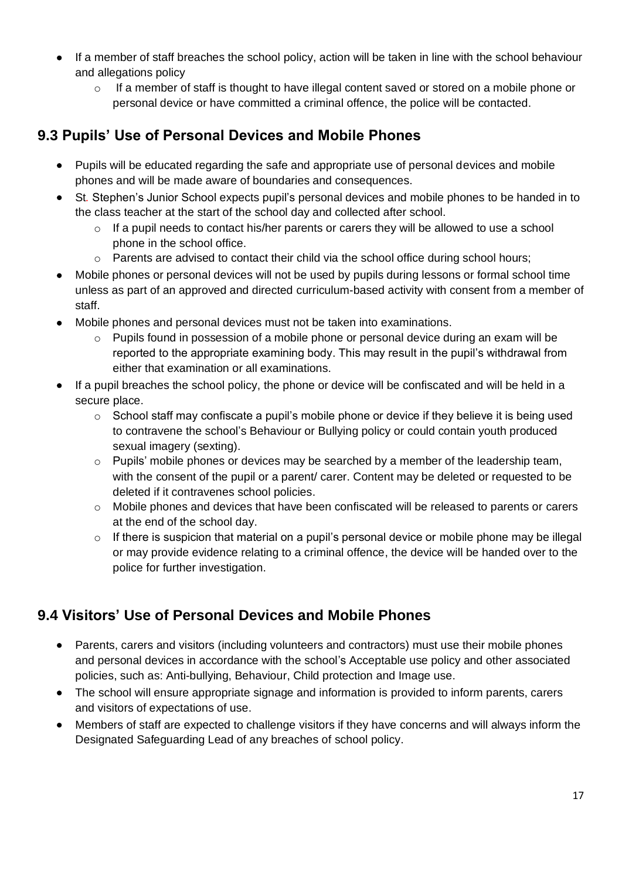- If a member of staff breaches the school policy, action will be taken in line with the school behaviour and allegations policy
    - If a member of staff is thought to have illegal content saved or stored on a mobile phone or personal device or have committed a criminal offence, the police will be contacted.

## 9.3 Pupils' Use of Personal Devices and Mobile Phones

- Pupils will be educated regarding the safe and appropriate use of personal devices and mobile phones and will be made aware of boundaries and consequences.
- St. Stephen's Junior School expects pupil's personal devices and mobile phones to be handed in to the class teacher at the start of the school day and collected after school.
    - If a pupil needs to contact his/her parents or carers they will be allowed to use a school phone in the school office.
    - Parents are advised to contact their child via the school office during school hours;
- Mobile phones or personal devices will not be used by pupils during lessons or formal school time unless as part of an approved and directed curriculum-based activity with consent from a member of staff.
- Mobile phones and personal devices must not be taken into examinations.
    - Pupils found in possession of a mobile phone or personal device during an exam will be reported to the appropriate examining body. This may result in the pupil's withdrawal from either that examination or all examinations.
- If a pupil breaches the school policy, the phone or device will be confiscated and will be held in a secure place.
    - School staff may confiscate a pupil's mobile phone or device if they believe it is being used to contravene the school's Behaviour or Bullying policy or could contain youth produced sexual imagery (sexting).
    - Pupils' mobile phones or devices may be searched by a member of the leadership team, with the consent of the pupil or a parent/ carer. Content may be deleted or requested to be deleted if it contravenes school policies.
    - Mobile phones and devices that have been confiscated will be released to parents or carers at the end of the school day.
    - If there is suspicion that material on a pupil's personal device or mobile phone may be illegal or may provide evidence relating to a criminal offence, the device will be handed over to the police for further investigation.

## 9.4 Visitors' Use of Personal Devices and Mobile Phones

- Parents, carers and visitors (including volunteers and contractors) must use their mobile phones and personal devices in accordance with the school's Acceptable use policy and other associated policies, such as: Anti-bullying, Behaviour, Child protection and Image use.
- The school will ensure appropriate signage and information is provided to inform parents, carers and visitors of expectations of use.
- Members of staff are expected to challenge visitors if they have concerns and will always inform the Designated Safeguarding Lead of any breaches of school policy.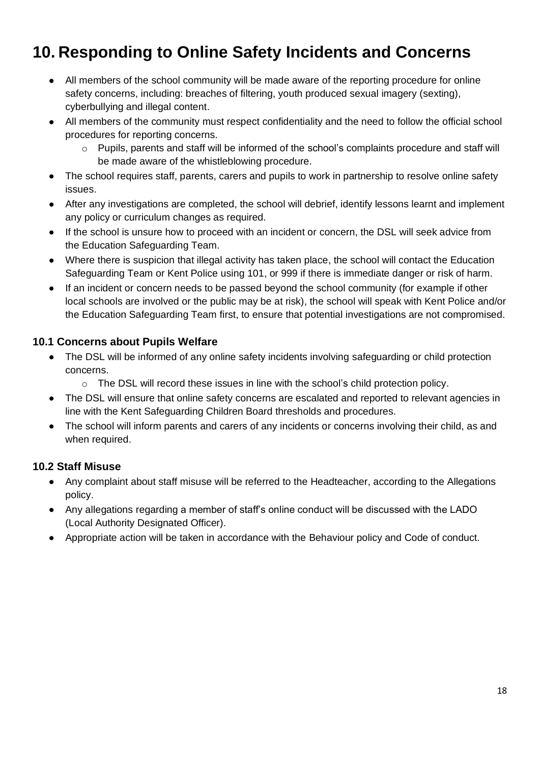# 10. Responding to Online Safety Incidents and Concerns

- All members of the school community will be made aware of the reporting procedure for online safety concerns, including: breaches of filtering, youth produced sexual imagery (sexting), cyberbullying and illegal content.
- All members of the community must respect confidentiality and the need to follow the official school procedures for reporting concerns.
  - Pupils, parents and staff will be informed of the school's complaints procedure and staff will be made aware of the whistleblowing procedure.
- The school requires staff, parents, carers and pupils to work in partnership to resolve online safety issues.
- After any investigations are completed, the school will debrief, identify lessons learnt and implement any policy or curriculum changes as required.
- If the school is unsure how to proceed with an incident or concern, the DSL will seek advice from the Education Safeguarding Team.
- Where there is suspicion that illegal activity has taken place, the school will contact the Education Safeguarding Team or Kent Police using 101, or 999 if there is immediate danger or risk of harm.
- If an incident or concern needs to be passed beyond the school community (for example if other local schools are involved or the public may be at risk), the school will speak with Kent Police and/or the Education Safeguarding Team first, to ensure that potential investigations are not compromised.

### 10.1 Concerns about Pupils Welfare

- The DSL will be informed of any online safety incidents involving safeguarding or child protection concerns.
  - The DSL will record these issues in line with the school's child protection policy.
- The DSL will ensure that online safety concerns are escalated and reported to relevant agencies in line with the Kent Safeguarding Children Board thresholds and procedures.
- The school will inform parents and carers of any incidents or concerns involving their child, as and when required.

### 10.2 Staff Misuse

- Any complaint about staff misuse will be referred to the Headteacher, according to the Allegations policy.
- Any allegations regarding a member of staff's online conduct will be discussed with the LADO (Local Authority Designated Officer).
- Appropriate action will be taken in accordance with the Behaviour policy and Code of conduct.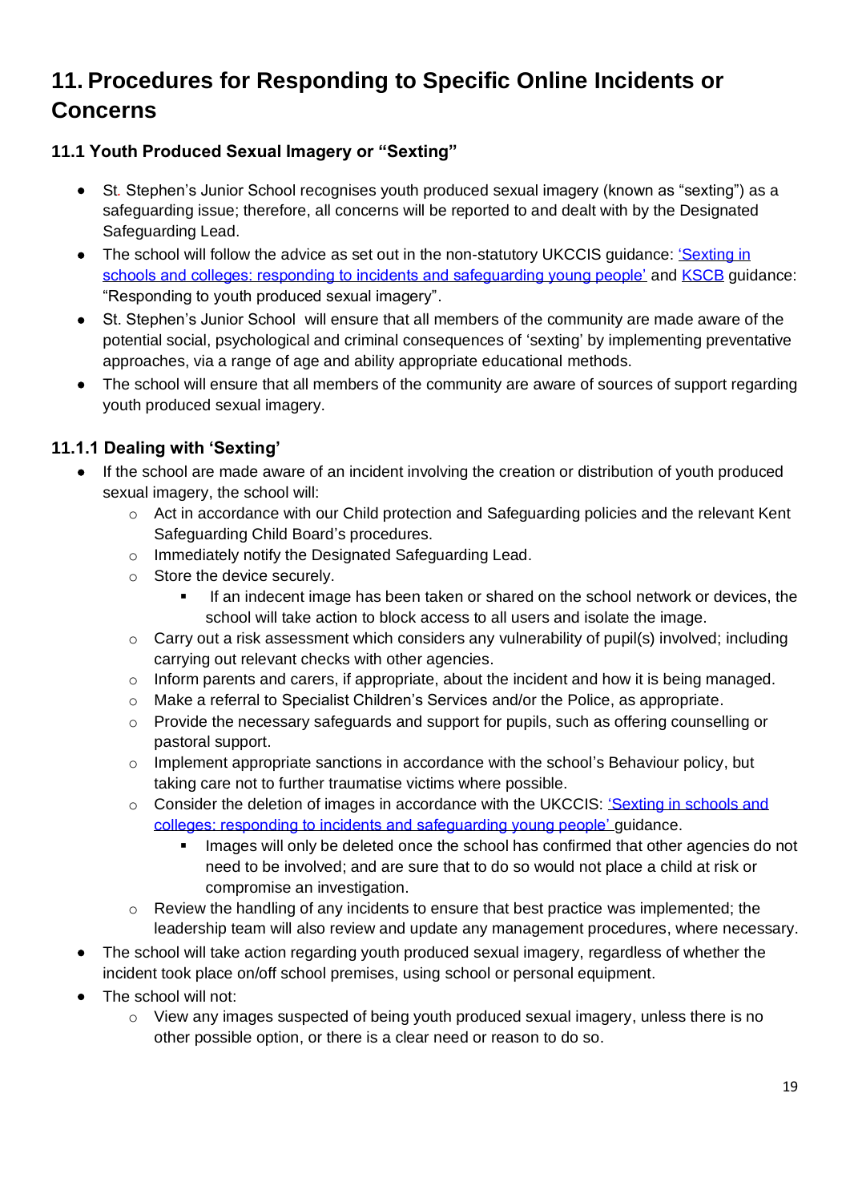# 11. Procedures for Responding to Specific Online Incidents or Concerns

## 11.1 Youth Produced Sexual Imagery or "Sexting"

- St. Stephen's Junior School recognises youth produced sexual imagery (known as "sexting") as a safeguarding issue; therefore, all concerns will be reported to and dealt with by the Designated Safeguarding Lead.
- The school will follow the advice as set out in the non-statutory UKCCIS guidance: 'Sexting in schools and colleges: responding to incidents and safeguarding young people' and KSCB guidance: "Responding to youth produced sexual imagery".
- St. Stephen's Junior School will ensure that all members of the community are made aware of the potential social, psychological and criminal consequences of 'sexting' by implementing preventative approaches, via a range of age and ability appropriate educational methods.
- The school will ensure that all members of the community are aware of sources of support regarding youth produced sexual imagery.

### 11.1.1 Dealing with 'Sexting'

- If the school are made aware of an incident involving the creation or distribution of youth produced sexual imagery, the school will:
  - Act in accordance with our Child protection and Safeguarding policies and the relevant Kent Safeguarding Child Board's procedures.
  - Immediately notify the Designated Safeguarding Lead.
  - Store the device securely.
    - If an indecent image has been taken or shared on the school network or devices, the school will take action to block access to all users and isolate the image.
  - Carry out a risk assessment which considers any vulnerability of pupil(s) involved; including carrying out relevant checks with other agencies.
  - Inform parents and carers, if appropriate, about the incident and how it is being managed.
  - Make a referral to Specialist Children's Services and/or the Police, as appropriate.
  - Provide the necessary safeguards and support for pupils, such as offering counselling or pastoral support.
  - Implement appropriate sanctions in accordance with the school's Behaviour policy, but taking care not to further traumatise victims where possible.
  - Consider the deletion of images in accordance with the UKCCIS: 'Sexting in schools and colleges: responding to incidents and safeguarding young people' guidance.
    - Images will only be deleted once the school has confirmed that other agencies do not need to be involved; and are sure that to do so would not place a child at risk or compromise an investigation.
  - Review the handling of any incidents to ensure that best practice was implemented; the leadership team will also review and update any management procedures, where necessary.
- The school will take action regarding youth produced sexual imagery, regardless of whether the incident took place on/off school premises, using school or personal equipment.
- The school will not:
  - View any images suspected of being youth produced sexual imagery, unless there is no other possible option, or there is a clear need or reason to do so.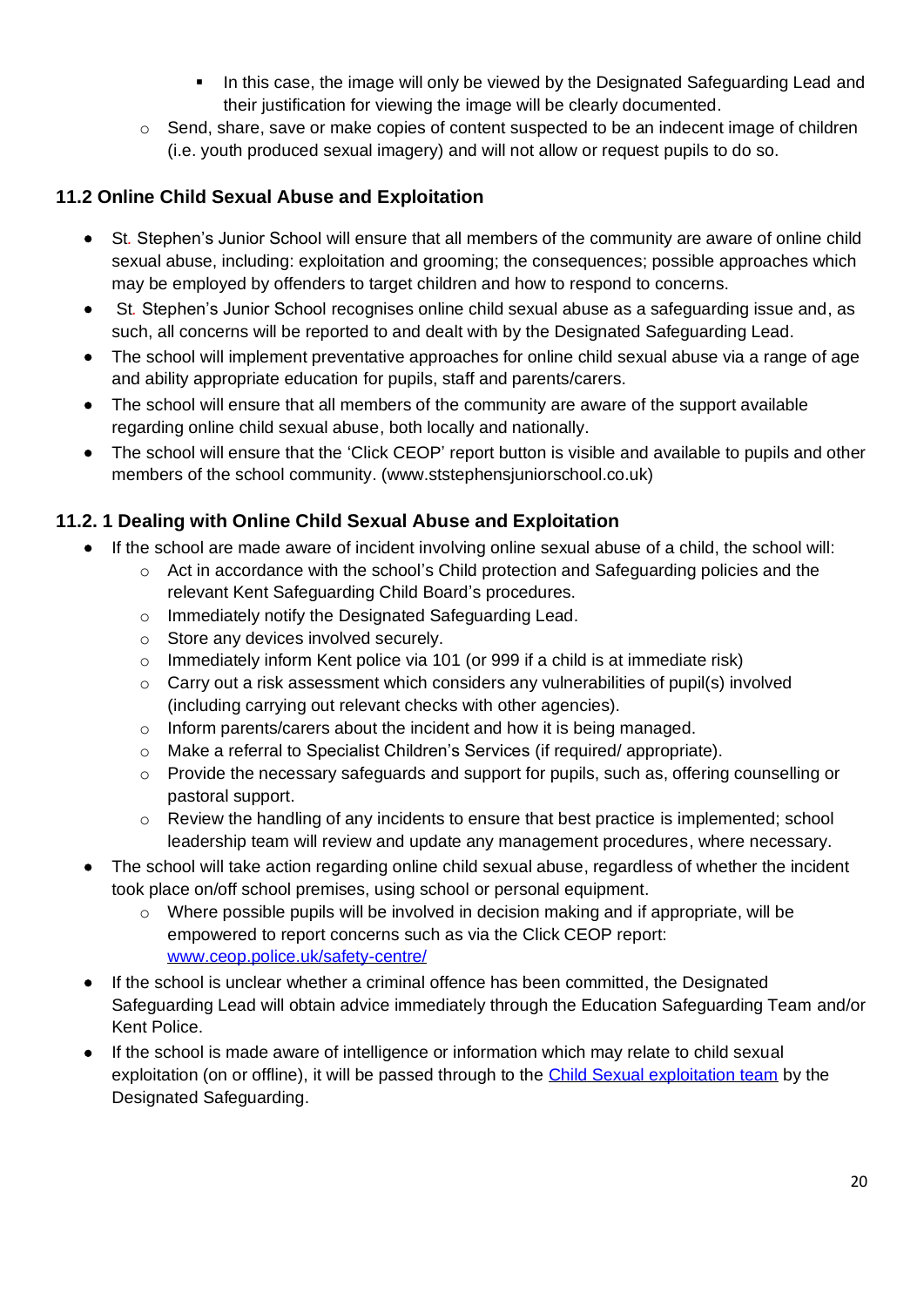- In this case, the image will only be viewed by the Designated Safeguarding Lead and their justification for viewing the image will be clearly documented.
    - Send, share, save or make copies of content suspected to be an indecent image of children (i.e. youth produced sexual imagery) and will not allow or request pupils to do so.

### 11.2 Online Child Sexual Abuse and Exploitation

- St. Stephen's Junior School will ensure that all members of the community are aware of online child sexual abuse, including: exploitation and grooming; the consequences; possible approaches which may be employed by offenders to target children and how to respond to concerns.
- St. Stephen's Junior School recognises online child sexual abuse as a safeguarding issue and, as such, all concerns will be reported to and dealt with by the Designated Safeguarding Lead.
- The school will implement preventative approaches for online child sexual abuse via a range of age and ability appropriate education for pupils, staff and parents/carers.
- The school will ensure that all members of the community are aware of the support available regarding online child sexual abuse, both locally and nationally.
- The school will ensure that the 'Click CEOP' report button is visible and available to pupils and other members of the school community. (www.ststephensjuniorschool.co.uk)

### 11.2. 1 Dealing with Online Child Sexual Abuse and Exploitation

- If the school are made aware of incident involving online sexual abuse of a child, the school will:
    - Act in accordance with the school's Child protection and Safeguarding policies and the relevant Kent Safeguarding Child Board's procedures.
    - Immediately notify the Designated Safeguarding Lead.
    - Store any devices involved securely.
    - Immediately inform Kent police via 101 (or 999 if a child is at immediate risk)
    - Carry out a risk assessment which considers any vulnerabilities of pupil(s) involved (including carrying out relevant checks with other agencies).
    - Inform parents/carers about the incident and how it is being managed.
    - Make a referral to Specialist Children's Services (if required/ appropriate).
    - Provide the necessary safeguards and support for pupils, such as, offering counselling or pastoral support.
    - Review the handling of any incidents to ensure that best practice is implemented; school leadership team will review and update any management procedures, where necessary.
- The school will take action regarding online child sexual abuse, regardless of whether the incident took place on/off school premises, using school or personal equipment.
    - Where possible pupils will be involved in decision making and if appropriate, will be empowered to report concerns such as via the Click CEOP report: [www.ceop.police.uk/safety-centre/](www.ceop.police.uk/safety-centre/)
- If the school is unclear whether a criminal offence has been committed, the Designated Safeguarding Lead will obtain advice immediately through the Education Safeguarding Team and/or Kent Police.
- If the school is made aware of intelligence or information which may relate to child sexual exploitation (on or offline), it will be passed through to the Child Sexual exploitation team by the Designated Safeguarding.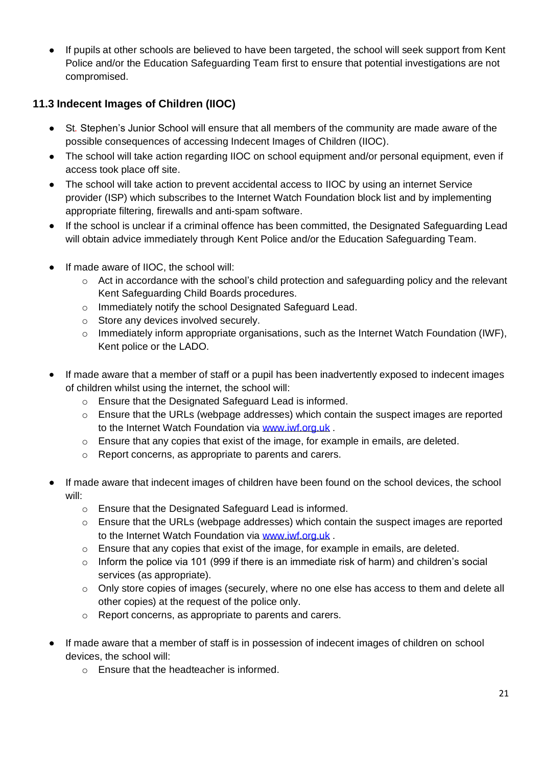- If pupils at other schools are believed to have been targeted, the school will seek support from Kent Police and/or the Education Safeguarding Team first to ensure that potential investigations are not compromised.

### 11.3 Indecent Images of Children (IIOC)

- St. Stephen's Junior School will ensure that all members of the community are made aware of the possible consequences of accessing Indecent Images of Children (IIOC).
- The school will take action regarding IIOC on school equipment and/or personal equipment, even if access took place off site.
- The school will take action to prevent accidental access to IIOC by using an internet Service provider (ISP) which subscribes to the Internet Watch Foundation block list and by implementing appropriate filtering, firewalls and anti-spam software.
- If the school is unclear if a criminal offence has been committed, the Designated Safeguarding Lead will obtain advice immediately through Kent Police and/or the Education Safeguarding Team.
- If made aware of IIOC, the school will:
    - Act in accordance with the school's child protection and safeguarding policy and the relevant Kent Safeguarding Child Boards procedures.
    - Immediately notify the school Designated Safeguard Lead.
    - Store any devices involved securely.
    - Immediately inform appropriate organisations, such as the Internet Watch Foundation (IWF), Kent police or the LADO.
- If made aware that a member of staff or a pupil has been inadvertently exposed to indecent images of children whilst using the internet, the school will:
    - Ensure that the Designated Safeguard Lead is informed.
    - Ensure that the URLs (webpage addresses) which contain the suspect images are reported to the Internet Watch Foundation via [www.iwf.org.uk](http://www.iwf.org.uk) .
    - Ensure that any copies that exist of the image, for example in emails, are deleted.
    - Report concerns, as appropriate to parents and carers.
- If made aware that indecent images of children have been found on the school devices, the school will:
    - Ensure that the Designated Safeguard Lead is informed.
    - Ensure that the URLs (webpage addresses) which contain the suspect images are reported to the Internet Watch Foundation via [www.iwf.org.uk](http://www.iwf.org.uk) .
    - Ensure that any copies that exist of the image, for example in emails, are deleted.
    - Inform the police via 101 (999 if there is an immediate risk of harm) and children's social services (as appropriate).
    - Only store copies of images (securely, where no one else has access to them and delete all other copies) at the request of the police only.
    - Report concerns, as appropriate to parents and carers.
- If made aware that a member of staff is in possession of indecent images of children on school devices, the school will:
    - Ensure that the headteacher is informed.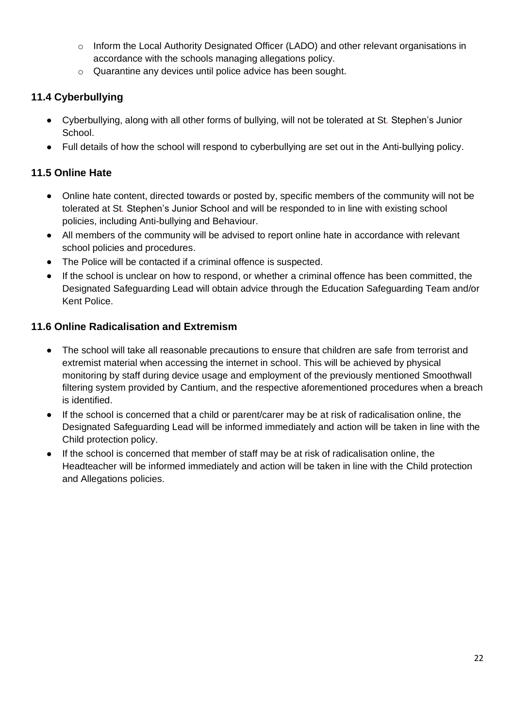- Inform the Local Authority Designated Officer (LADO) and other relevant organisations in accordance with the schools managing allegations policy.
  - Quarantine any devices until police advice has been sought.

### 11.4 Cyberbullying

- Cyberbullying, along with all other forms of bullying, will not be tolerated at St. Stephen's Junior School.
- Full details of how the school will respond to cyberbullying are set out in the Anti-bullying policy.

### 11.5 Online Hate

- Online hate content, directed towards or posted by, specific members of the community will not be tolerated at St. Stephen's Junior School and will be responded to in line with existing school policies, including Anti-bullying and Behaviour.
- All members of the community will be advised to report online hate in accordance with relevant school policies and procedures.
- The Police will be contacted if a criminal offence is suspected.
- If the school is unclear on how to respond, or whether a criminal offence has been committed, the Designated Safeguarding Lead will obtain advice through the Education Safeguarding Team and/or Kent Police.

### 11.6 Online Radicalisation and Extremism

- The school will take all reasonable precautions to ensure that children are safe from terrorist and extremist material when accessing the internet in school. This will be achieved by physical monitoring by staff during device usage and employment of the previously mentioned Smoothwall filtering system provided by Cantium, and the respective aforementioned procedures when a breach is identified.
- If the school is concerned that a child or parent/carer may be at risk of radicalisation online, the Designated Safeguarding Lead will be informed immediately and action will be taken in line with the Child protection policy.
- If the school is concerned that member of staff may be at risk of radicalisation online, the Headteacher will be informed immediately and action will be taken in line with the Child protection and Allegations policies.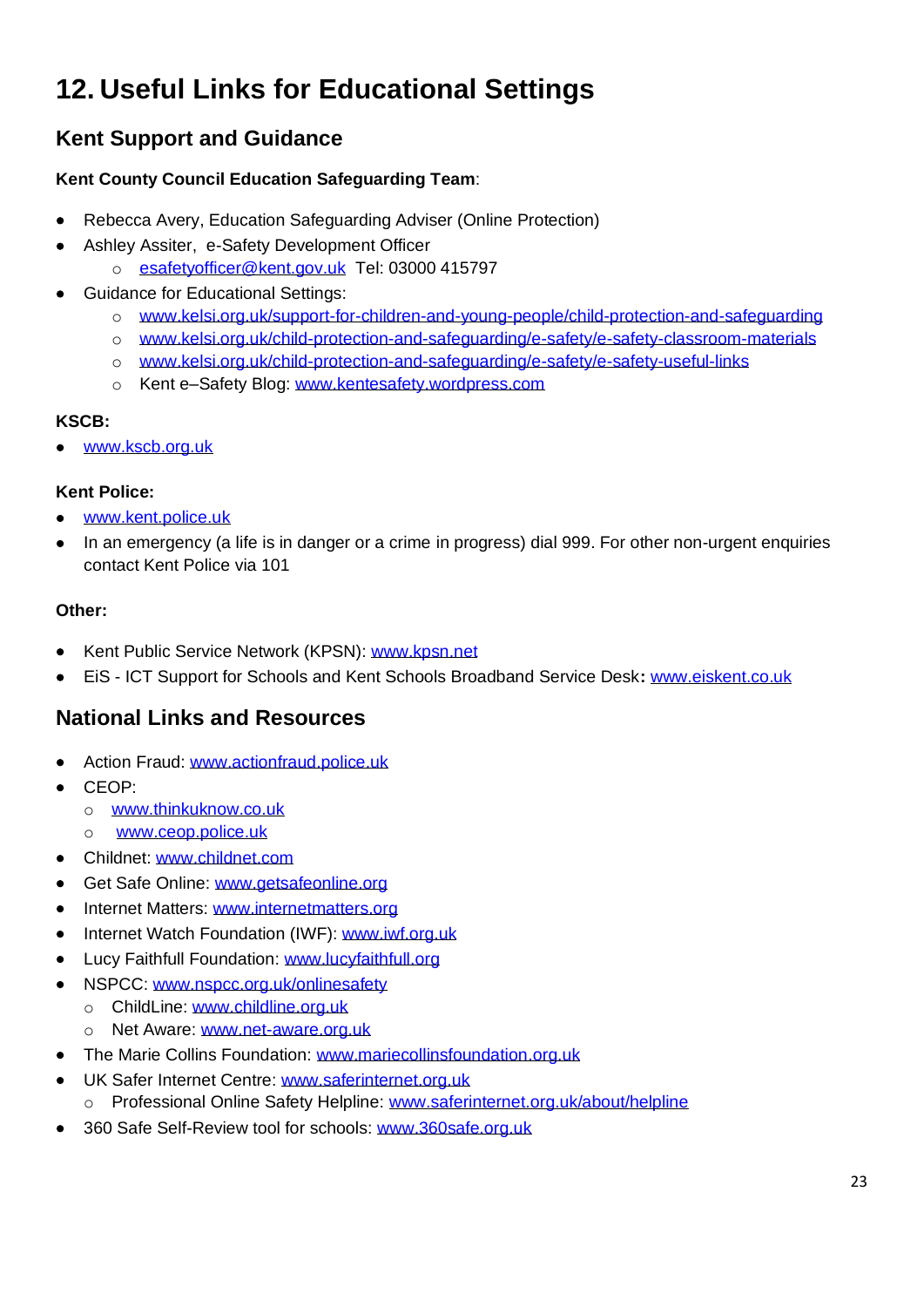# 12. Useful Links for Educational Settings

## Kent Support and Guidance

**Kent County Council Education Safeguarding Team**:

- Rebecca Avery, Education Safeguarding Adviser (Online Protection)
- Ashley Assiter, e-Safety Development Officer
  - esafetyofficer@kent.gov.uk Tel: 03000 415797
- Guidance for Educational Settings:
  - www.kelsi.org.uk/support-for-children-and-young-people/child-protection-and-safeguarding
  - www.kelsi.org.uk/child-protection-and-safeguarding/e-safety/e-safety-classroom-materials
  - www.kelsi.org.uk/child-protection-and-safeguarding/e-safety/e-safety-useful-links
  - Kent e–Safety Blog: www.kentesafety.wordpress.com

**KSCB:**

- www.kscb.org.uk

**Kent Police:**

- www.kent.police.uk
- In an emergency (a life is in danger or a crime in progress) dial 999. For other non-urgent enquiries contact Kent Police via 101

**Other:**

- Kent Public Service Network (KPSN): www.kpsn.net
- EiS - ICT Support for Schools and Kent Schools Broadband Service Desk**:** www.eiskent.co.uk

## National Links and Resources

- Action Fraud: www.actionfraud.police.uk
- CEOP:
  - www.thinkuknow.co.uk
  - www.ceop.police.uk
- Childnet: www.childnet.com
- Get Safe Online: www.getsafeonline.org
- Internet Matters: www.internetmatters.org
- Internet Watch Foundation (IWF): www.iwf.org.uk
- Lucy Faithfull Foundation: www.lucyfaithfull.org
- NSPCC: www.nspcc.org.uk/onlinesafety
  - ChildLine: www.childline.org.uk
  - Net Aware: www.net-aware.org.uk
- The Marie Collins Foundation: www.mariecollinsfoundation.org.uk
- UK Safer Internet Centre: www.saferinternet.org.uk
  - Professional Online Safety Helpline: www.saferinternet.org.uk/about/helpline
- 360 Safe Self-Review tool for schools: www.360safe.org.uk